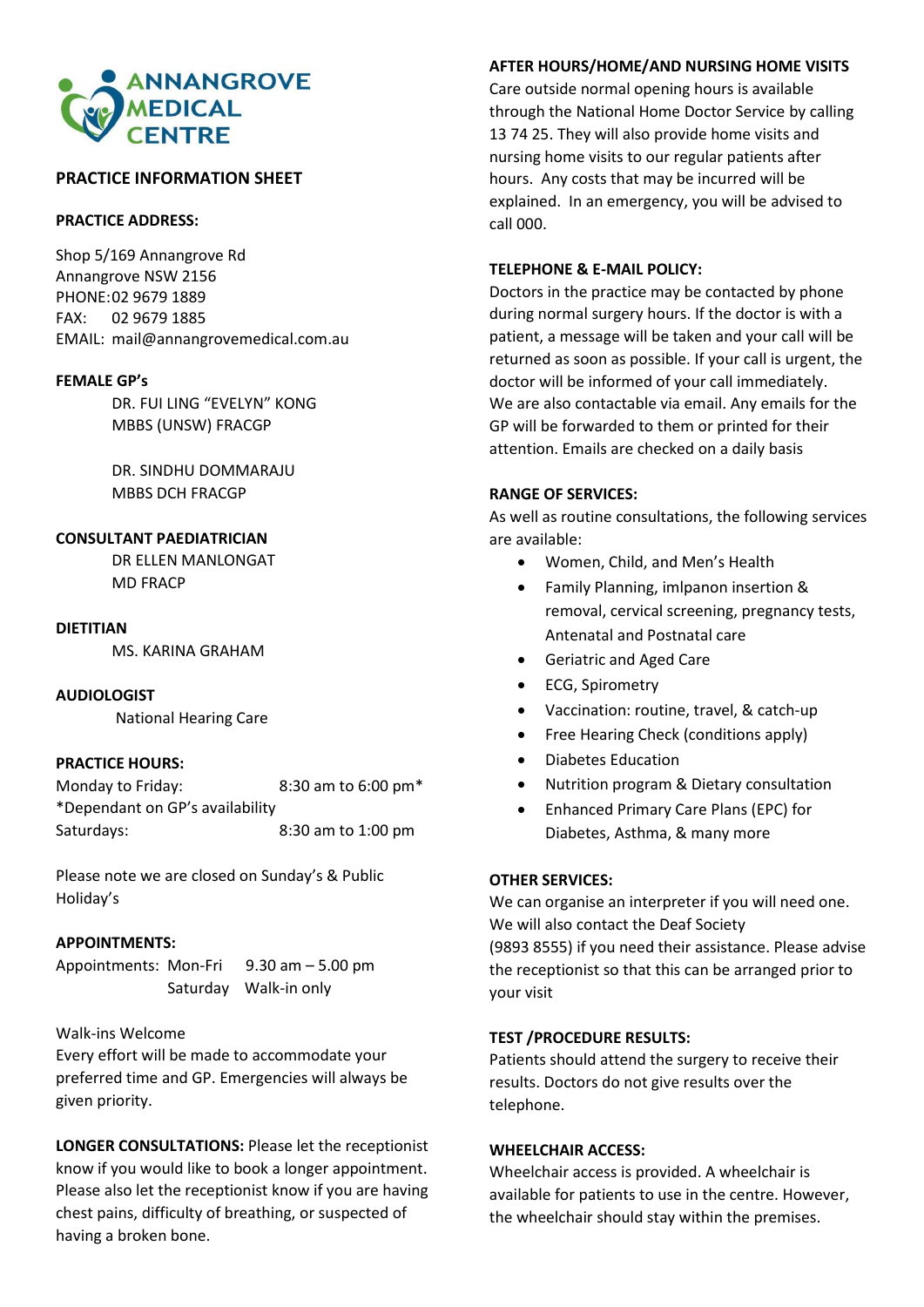ANNANGROVE MEDICAL CENTRE

## PRACTICE INFORMATION SHEET

### PRACTICE ADDRESS:

Shop 5/169 Annangrove Rd
Annangrove NSW 2156
PHONE: 02 9679 1889
FAX: 02 9679 1885
EMAIL: mail@annangrovemedical.com.au

### FEMALE GP's

DR. FUI LING "EVELYN" KONG
MBBS (UNSW) FRACGP

DR. SINDHU DOMMARAJU
MBBS DCH FRACGP

### CONSULTANT PAEDIATRICIAN

DR ELLEN MANLONGAT
MD FRACP

### DIETITIAN

MS. KARINA GRAHAM

### AUDIOLOGIST

National Hearing Care

### PRACTICE HOURS:

| | |
|---|---|
| Monday to Friday: | 8:30 am to 6:00 pm* |
| *Dependant on GP's availability | |
| Saturdays: | 8:30 am to 1:00 pm |

Please note we are closed on Sunday's & Public Holiday's

### APPOINTMENTS:

| | | |
|---|---|---|
| Appointments: | Mon-Fri | 9.30 am – 5.00 pm |
| | Saturday | Walk-in only |

Walk-ins Welcome
Every effort will be made to accommodate your preferred time and GP. Emergencies will always be given priority.

**LONGER CONSULTATIONS:** Please let the receptionist know if you would like to book a longer appointment. Please also let the receptionist know if you are having chest pains, difficulty of breathing, or suspected of having a broken bone.

### AFTER HOURS/HOME/AND NURSING HOME VISITS

Care outside normal opening hours is available through the National Home Doctor Service by calling 13 74 25. They will also provide home visits and nursing home visits to our regular patients after hours. Any costs that may be incurred will be explained. In an emergency, you will be advised to call 000.

### TELEPHONE & E-MAIL POLICY:

Doctors in the practice may be contacted by phone during normal surgery hours. If the doctor is with a patient, a message will be taken and your call will be returned as soon as possible. If your call is urgent, the doctor will be informed of your call immediately.
We are also contactable via email. Any emails for the GP will be forwarded to them or printed for their attention. Emails are checked on a daily basis

### RANGE OF SERVICES:

As well as routine consultations, the following services are available:

- Women, Child, and Men's Health
- Family Planning, imlpanon insertion & removal, cervical screening, pregnancy tests, Antenatal and Postnatal care
- Geriatric and Aged Care
- ECG, Spirometry
- Vaccination: routine, travel, & catch-up
- Free Hearing Check (conditions apply)
- Diabetes Education
- Nutrition program & Dietary consultation
- Enhanced Primary Care Plans (EPC) for Diabetes, Asthma, & many more

### OTHER SERVICES:

We can organise an interpreter if you will need one. We will also contact the Deaf Society (9893 8555) if you need their assistance. Please advise the receptionist so that this can be arranged prior to your visit

### TEST /PROCEDURE RESULTS:

Patients should attend the surgery to receive their results. Doctors do not give results over the telephone.

### WHEELCHAIR ACCESS:

Wheelchair access is provided. A wheelchair is available for patients to use in the centre. However, the wheelchair should stay within the premises.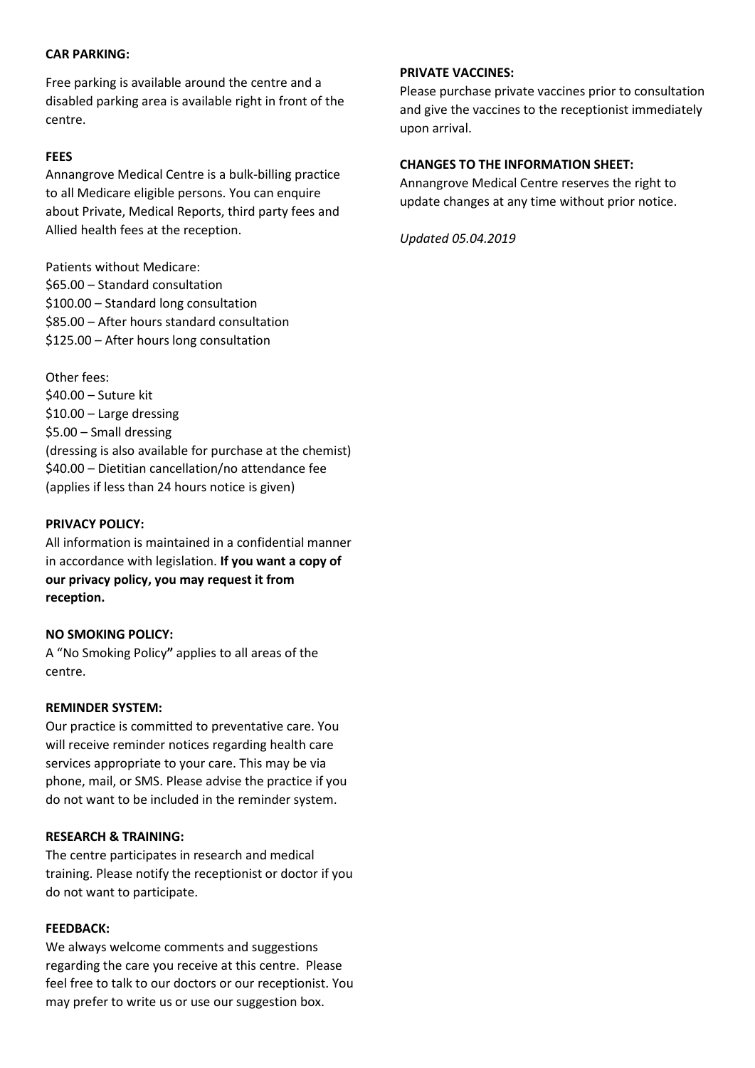**CAR PARKING:**

Free parking is available around the centre and a disabled parking area is available right in front of the centre.

**FEES**

Annangrove Medical Centre is a bulk-billing practice to all Medicare eligible persons. You can enquire about Private, Medical Reports, third party fees and Allied health fees at the reception.

Patients without Medicare:
$65.00 – Standard consultation
$100.00 – Standard long consultation
$85.00 – After hours standard consultation
$125.00 – After hours long consultation

Other fees:
$40.00 – Suture kit
$10.00 – Large dressing
$5.00 – Small dressing
(dressing is also available for purchase at the chemist)
$40.00 – Dietitian cancellation/no attendance fee
(applies if less than 24 hours notice is given)

**PRIVACY POLICY:**

All information is maintained in a confidential manner in accordance with legislation. **If you want a copy of our privacy policy, you may request it from reception.**

**NO SMOKING POLICY:**

A "No Smoking Policy**"** applies to all areas of the centre.

**REMINDER SYSTEM:**

Our practice is committed to preventative care. You will receive reminder notices regarding health care services appropriate to your care. This may be via phone, mail, or SMS. Please advise the practice if you do not want to be included in the reminder system.

**RESEARCH & TRAINING:**

The centre participates in research and medical training. Please notify the receptionist or doctor if you do not want to participate.

**FEEDBACK:**

We always welcome comments and suggestions regarding the care you receive at this centre. Please feel free to talk to our doctors or our receptionist. You may prefer to write us or use our suggestion box.

**PRIVATE VACCINES:**

Please purchase private vaccines prior to consultation and give the vaccines to the receptionist immediately upon arrival.

**CHANGES TO THE INFORMATION SHEET:**

Annangrove Medical Centre reserves the right to update changes at any time without prior notice.

*Updated 05.04.2019*